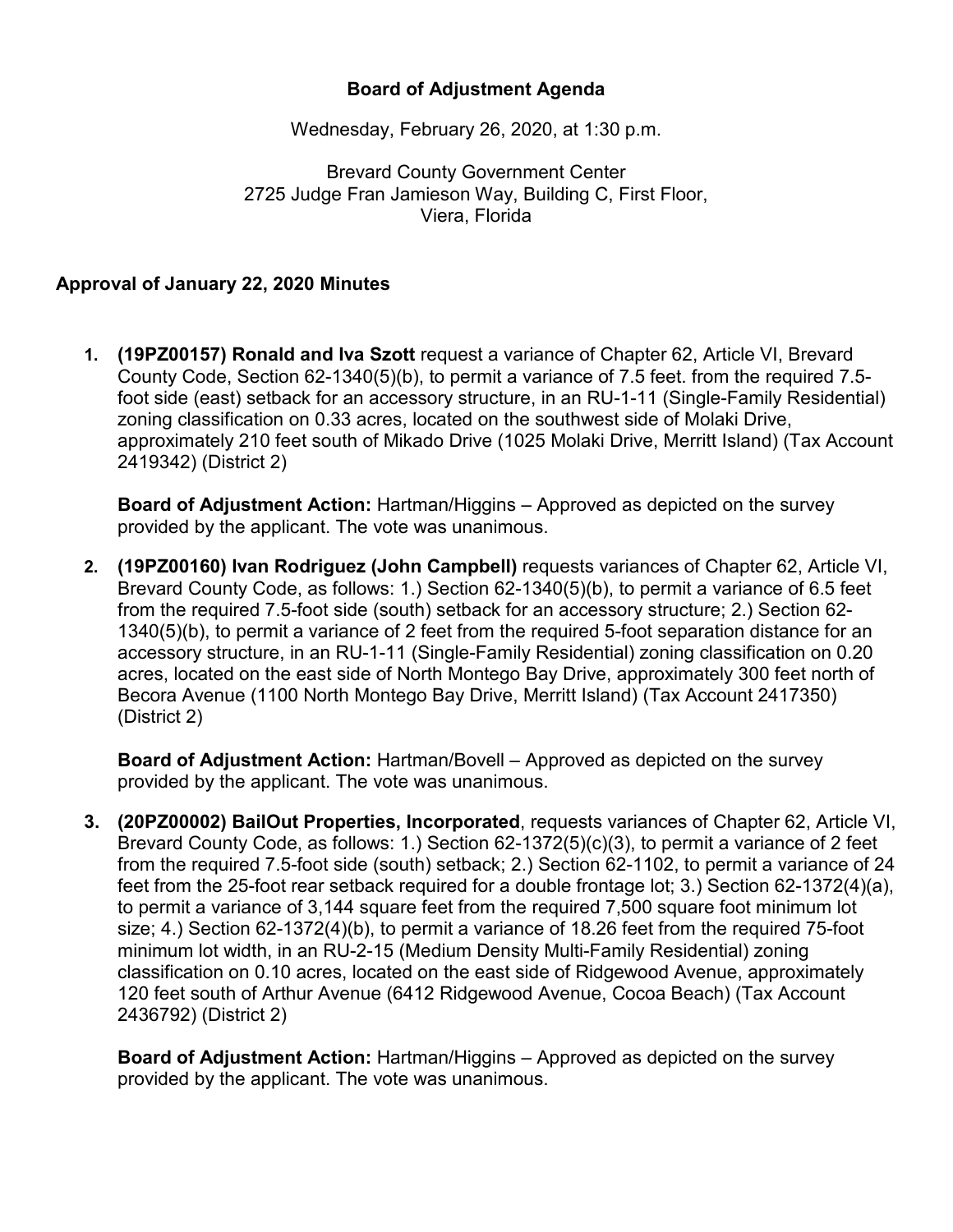# Board of Adjustment Agenda

Wednesday, February 26, 2020, at 1:30 p.m.

Brevard County Government Center
2725 Judge Fran Jamieson Way, Building C, First Floor,
Viera, Florida

**Approval of January 22, 2020 Minutes**

1. **(19PZ00157) Ronald and Iva Szott** request a variance of Chapter 62, Article VI, Brevard County Code, Section 62-1340(5)(b), to permit a variance of 7.5 feet. from the required 7.5-foot side (east) setback for an accessory structure, in an RU-1-11 (Single-Family Residential) zoning classification on 0.33 acres, located on the southwest side of Molaki Drive, approximately 210 feet south of Mikado Drive (1025 Molaki Drive, Merritt Island) (Tax Account 2419342) (District 2)

   **Board of Adjustment Action:** Hartman/Higgins – Approved as depicted on the survey provided by the applicant. The vote was unanimous.

2. **(19PZ00160) Ivan Rodriguez (John Campbell)** requests variances of Chapter 62, Article VI, Brevard County Code, as follows: 1.) Section 62-1340(5)(b), to permit a variance of 6.5 feet from the required 7.5-foot side (south) setback for an accessory structure; 2.) Section 62-1340(5)(b), to permit a variance of 2 feet from the required 5-foot separation distance for an accessory structure, in an RU-1-11 (Single-Family Residential) zoning classification on 0.20 acres, located on the east side of North Montego Bay Drive, approximately 300 feet north of Becora Avenue (1100 North Montego Bay Drive, Merritt Island) (Tax Account 2417350) (District 2)

   **Board of Adjustment Action:** Hartman/Bovell – Approved as depicted on the survey provided by the applicant. The vote was unanimous.

3. **(20PZ00002) BailOut Properties, Incorporated**, requests variances of Chapter 62, Article VI, Brevard County Code, as follows: 1.) Section 62-1372(5)(c)(3), to permit a variance of 2 feet from the required 7.5-foot side (south) setback; 2.) Section 62-1102, to permit a variance of 24 feet from the 25-foot rear setback required for a double frontage lot; 3.) Section 62-1372(4)(a), to permit a variance of 3,144 square feet from the required 7,500 square foot minimum lot size; 4.) Section 62-1372(4)(b), to permit a variance of 18.26 feet from the required 75-foot minimum lot width, in an RU-2-15 (Medium Density Multi-Family Residential) zoning classification on 0.10 acres, located on the east side of Ridgewood Avenue, approximately 120 feet south of Arthur Avenue (6412 Ridgewood Avenue, Cocoa Beach) (Tax Account 2436792) (District 2)

   **Board of Adjustment Action:** Hartman/Higgins – Approved as depicted on the survey provided by the applicant. The vote was unanimous.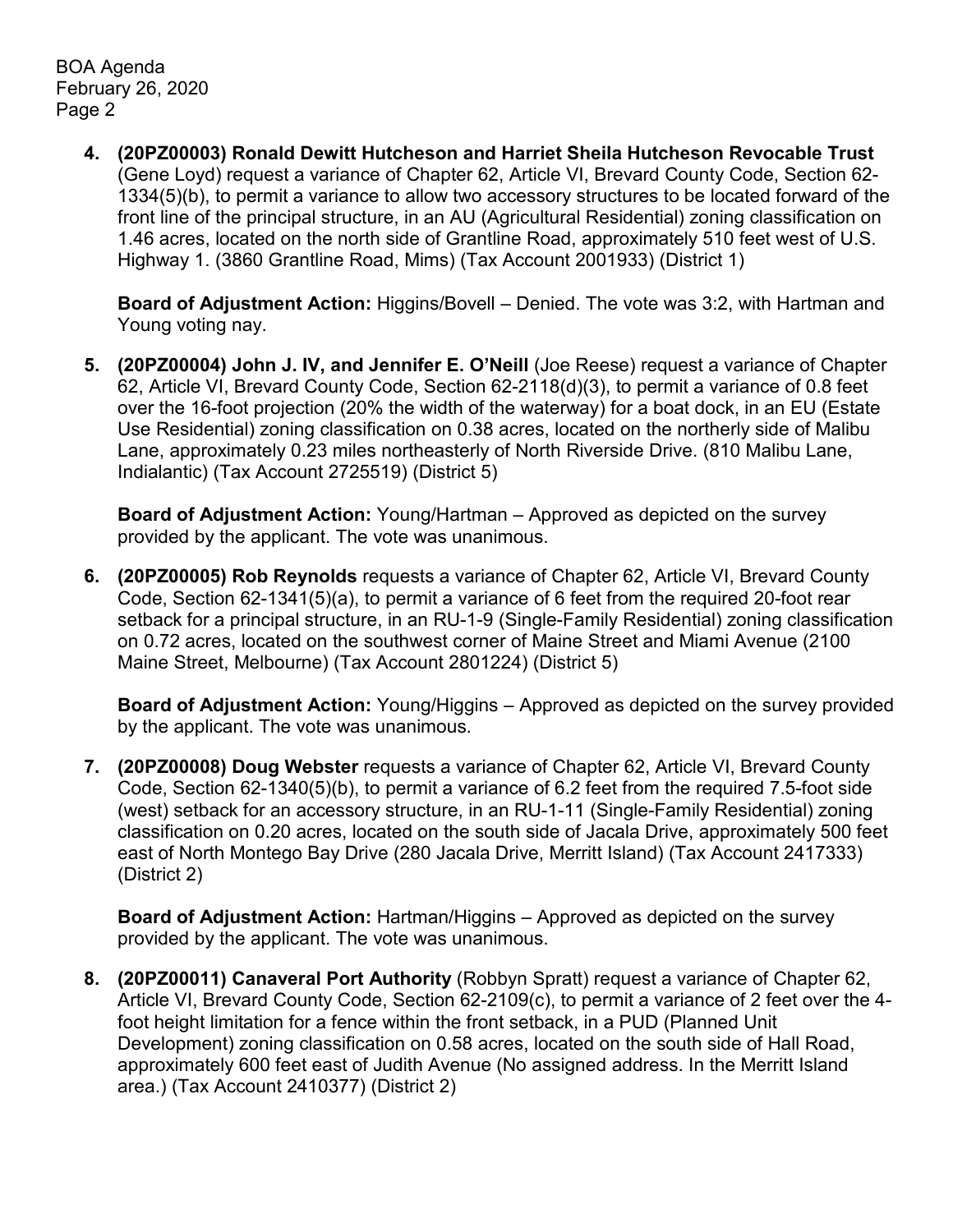4. **(20PZ00003) Ronald Dewitt Hutcheson and Harriet Sheila Hutcheson Revocable Trust** (Gene Loyd) request a variance of Chapter 62, Article VI, Brevard County Code, Section 62-1334(5)(b), to permit a variance to allow two accessory structures to be located forward of the front line of the principal structure, in an AU (Agricultural Residential) zoning classification on 1.46 acres, located on the north side of Grantline Road, approximately 510 feet west of U.S. Highway 1. (3860 Grantline Road, Mims) (Tax Account 2001933) (District 1)

   **Board of Adjustment Action:** Higgins/Bovell – Denied. The vote was 3:2, with Hartman and Young voting nay.

5. **(20PZ00004) John J. IV, and Jennifer E. O'Neill** (Joe Reese) request a variance of Chapter 62, Article VI, Brevard County Code, Section 62-2118(d)(3), to permit a variance of 0.8 feet over the 16-foot projection (20% the width of the waterway) for a boat dock, in an EU (Estate Use Residential) zoning classification on 0.38 acres, located on the northerly side of Malibu Lane, approximately 0.23 miles northeasterly of North Riverside Drive. (810 Malibu Lane, Indialantic) (Tax Account 2725519) (District 5)

   **Board of Adjustment Action:** Young/Hartman – Approved as depicted on the survey provided by the applicant. The vote was unanimous.

6. **(20PZ00005) Rob Reynolds** requests a variance of Chapter 62, Article VI, Brevard County Code, Section 62-1341(5)(a), to permit a variance of 6 feet from the required 20-foot rear setback for a principal structure, in an RU-1-9 (Single-Family Residential) zoning classification on 0.72 acres, located on the southwest corner of Maine Street and Miami Avenue (2100 Maine Street, Melbourne) (Tax Account 2801224) (District 5)

   **Board of Adjustment Action:** Young/Higgins – Approved as depicted on the survey provided by the applicant. The vote was unanimous.

7. **(20PZ00008) Doug Webster** requests a variance of Chapter 62, Article VI, Brevard County Code, Section 62-1340(5)(b), to permit a variance of 6.2 feet from the required 7.5-foot side (west) setback for an accessory structure, in an RU-1-11 (Single-Family Residential) zoning classification on 0.20 acres, located on the south side of Jacala Drive, approximately 500 feet east of North Montego Bay Drive (280 Jacala Drive, Merritt Island) (Tax Account 2417333) (District 2)

   **Board of Adjustment Action:** Hartman/Higgins – Approved as depicted on the survey provided by the applicant. The vote was unanimous.

8. **(20PZ00011) Canaveral Port Authority** (Robbyn Spratt) request a variance of Chapter 62, Article VI, Brevard County Code, Section 62-2109(c), to permit a variance of 2 feet over the 4-foot height limitation for a fence within the front setback, in a PUD (Planned Unit Development) zoning classification on 0.58 acres, located on the south side of Hall Road, approximately 600 feet east of Judith Avenue (No assigned address. In the Merritt Island area.) (Tax Account 2410377) (District 2)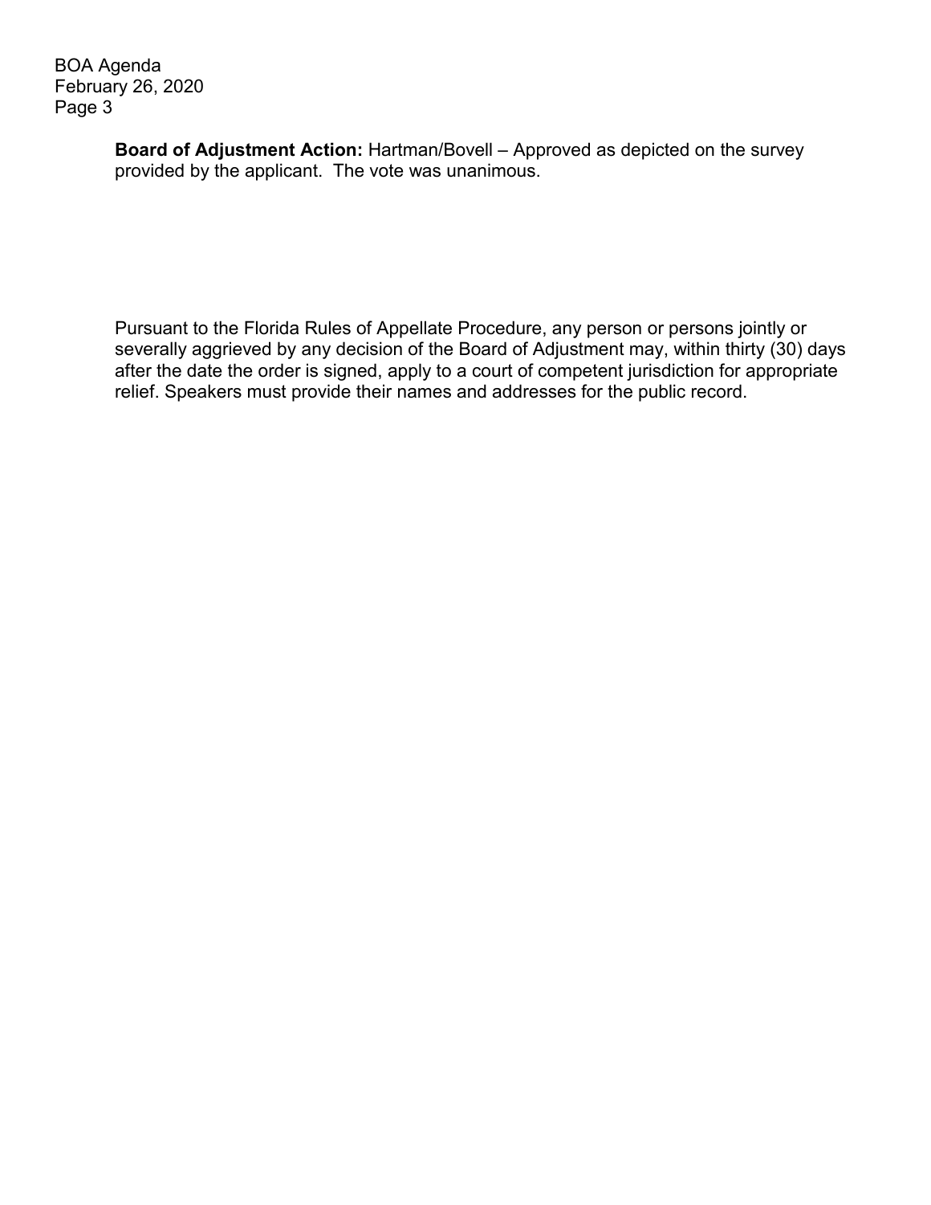**Board of Adjustment Action:** Hartman/Bovell – Approved as depicted on the survey provided by the applicant. The vote was unanimous.

Pursuant to the Florida Rules of Appellate Procedure, any person or persons jointly or severally aggrieved by any decision of the Board of Adjustment may, within thirty (30) days after the date the order is signed, apply to a court of competent jurisdiction for appropriate relief. Speakers must provide their names and addresses for the public record.